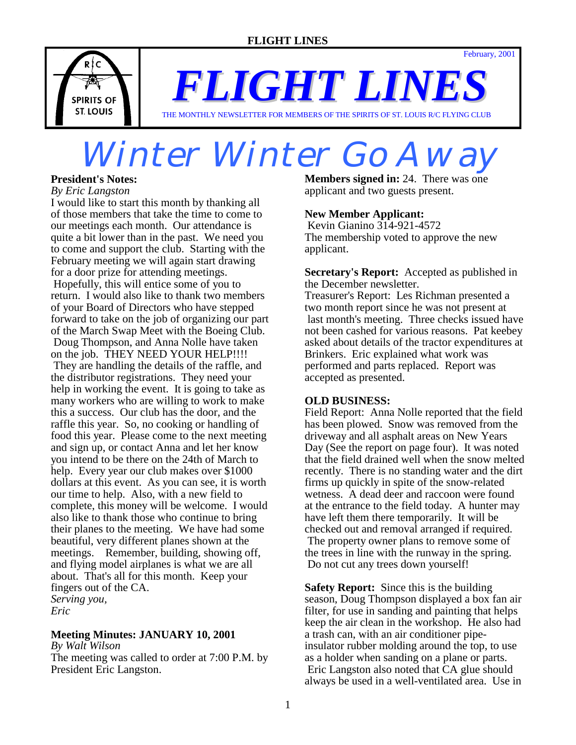February, 2001

# FLIGHT LINES

THE MONTHLY NEWSLETTER FOR MEMBERS OF THE SPIRITS OF ST. LOUIS R/C FLYING CLUB

# Winter Winter Go Away

**President's Notes:**
*By Eric Langston*
I would like to start this month by thanking all of those members that take the time to come to our meetings each month. Our attendance is quite a bit lower than in the past. We need you to come and support the club. Starting with the February meeting we will again start drawing for a door prize for attending meetings. Hopefully, this will entice some of you to return. I would also like to thank two members of your Board of Directors who have stepped forward to take on the job of organizing our part of the March Swap Meet with the Boeing Club. Doug Thompson, and Anna Nolle have taken on the job. THEY NEED YOUR HELP!!!! They are handling the details of the raffle, and the distributor registrations. They need your help in working the event. It is going to take as many workers who are willing to work to make this a success. Our club has the door, and the raffle this year. So, no cooking or handling of food this year. Please come to the next meeting and sign up, or contact Anna and let her know you intend to be there on the 24th of March to help. Every year our club makes over $1000 dollars at this event. As you can see, it is worth our time to help. Also, with a new field to complete, this money will be welcome. I would also like to thank those who continue to bring their planes to the meeting. We have had some beautiful, very different planes shown at the meetings. Remember, building, showing off, and flying model airplanes is what we are all about. That's all for this month. Keep your fingers out of the CA.
*Serving you,*
*Eric*

**Meeting Minutes: JANUARY 10, 2001**
*By Walt Wilson*
The meeting was called to order at 7:00 P.M. by President Eric Langston.

**Members signed in:** 24. There was one applicant and two guests present.

**New Member Applicant:**
Kevin Gianino 314-921-4572
The membership voted to approve the new applicant.

**Secretary's Report:** Accepted as published in the December newsletter.
Treasurer's Report: Les Richman presented a two month report since he was not present at last month's meeting. Three checks issued have not been cashed for various reasons. Pat keebey asked about details of the tractor expenditures at Brinkers. Eric explained what work was performed and parts replaced. Report was accepted as presented.

**OLD BUSINESS:**
Field Report: Anna Nolle reported that the field has been plowed. Snow was removed from the driveway and all asphalt areas on New Years Day (See the report on page four). It was noted that the field drained well when the snow melted recently. There is no standing water and the dirt firms up quickly in spite of the snow-related wetness. A dead deer and raccoon were found at the entrance to the field today. A hunter may have left them there temporarily. It will be checked out and removal arranged if required. The property owner plans to remove some of the trees in line with the runway in the spring. Do not cut any trees down yourself!

**Safety Report:** Since this is the building season, Doug Thompson displayed a box fan air filter, for use in sanding and painting that helps keep the air clean in the workshop. He also had a trash can, with an air conditioner pipe-insulator rubber molding around the top, to use as a holder when sanding on a plane or parts. Eric Langston also noted that CA glue should always be used in a well-ventilated area. Use in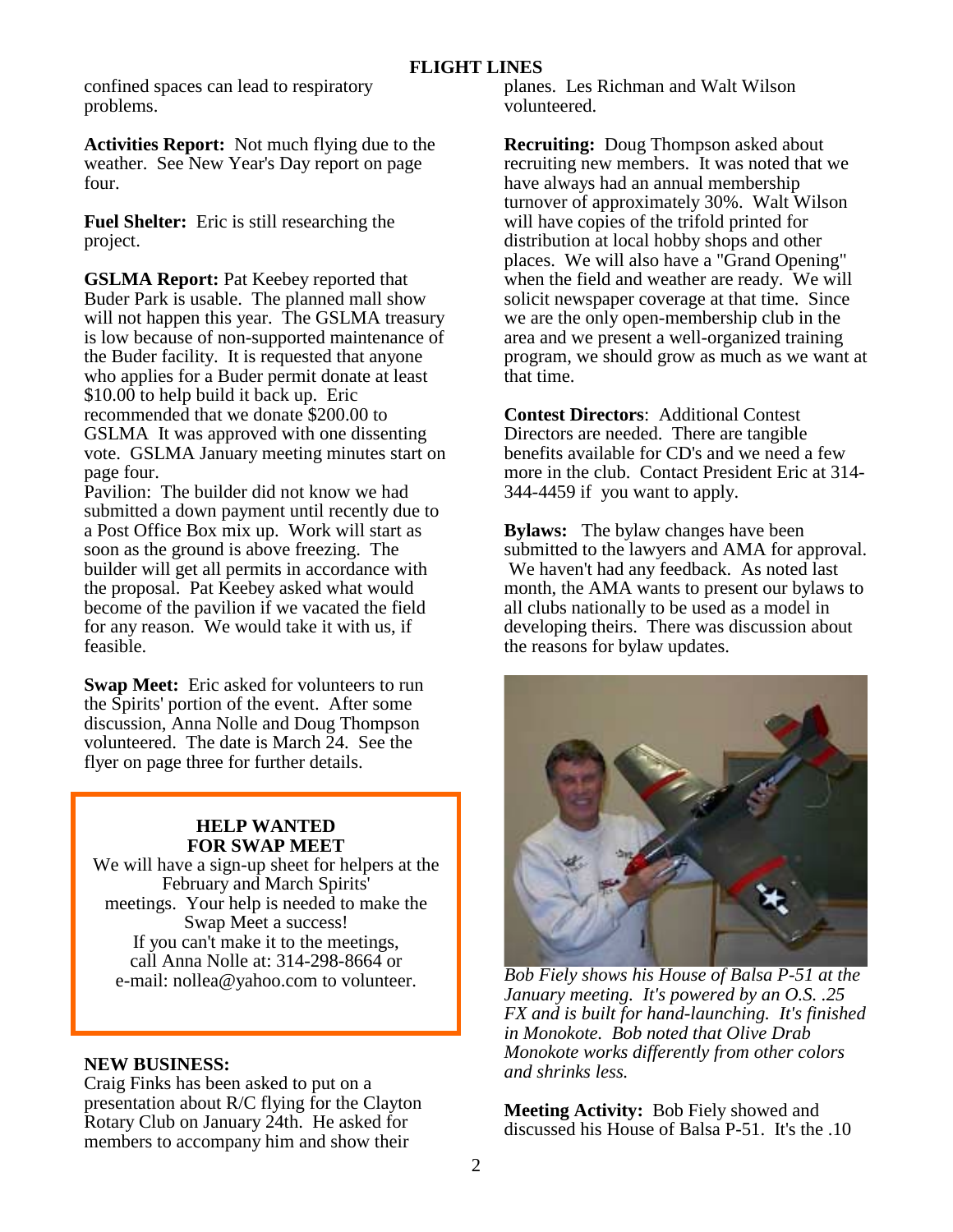confined spaces can lead to respiratory problems.

**Activities Report:** Not much flying due to the weather. See New Year's Day report on page four.

**Fuel Shelter:** Eric is still researching the project.

**GSLMA Report:** Pat Keebey reported that Buder Park is usable. The planned mall show will not happen this year. The GSLMA treasury is low because of non-supported maintenance of the Buder facility. It is requested that anyone who applies for a Buder permit donate at least $10.00 to help build it back up. Eric recommended that we donate $200.00 to GSLMA It was approved with one dissenting vote. GSLMA January meeting minutes start on page four.

Pavilion: The builder did not know we had submitted a down payment until recently due to a Post Office Box mix up. Work will start as soon as the ground is above freezing. The builder will get all permits in accordance with the proposal. Pat Keebey asked what would become of the pavilion if we vacated the field for any reason. We would take it with us, if feasible.

**Swap Meet:** Eric asked for volunteers to run the Spirits' portion of the event. After some discussion, Anna Nolle and Doug Thompson volunteered. The date is March 24. See the flyer on page three for further details.

**HELP WANTED FOR SWAP MEET**

We will have a sign-up sheet for helpers at the February and March Spirits' meetings. Your help is needed to make the Swap Meet a success!
If you can't make it to the meetings, call Anna Nolle at: 314-298-8664 or e-mail: nollea@yahoo.com to volunteer.

**NEW BUSINESS:**

Craig Finks has been asked to put on a presentation about R/C flying for the Clayton Rotary Club on January 24th. He asked for members to accompany him and show their planes. Les Richman and Walt Wilson volunteered.

**Recruiting:** Doug Thompson asked about recruiting new members. It was noted that we have always had an annual membership turnover of approximately 30%. Walt Wilson will have copies of the trifold printed for distribution at local hobby shops and other places. We will also have a "Grand Opening" when the field and weather are ready. We will solicit newspaper coverage at that time. Since we are the only open-membership club in the area and we present a well-organized training program, we should grow as much as we want at that time.

**Contest Directors**: Additional Contest Directors are needed. There are tangible benefits available for CD's and we need a few more in the club. Contact President Eric at 314-344-4459 if you want to apply.

**Bylaws:** The bylaw changes have been submitted to the lawyers and AMA for approval. We haven't had any feedback. As noted last month, the AMA wants to present our bylaws to all clubs nationally to be used as a model in developing theirs. There was discussion about the reasons for bylaw updates.

*Bob Fiely shows his House of Balsa P-51 at the January meeting. It's powered by an O.S. .25 FX and is built for hand-launching. It's finished in Monokote. Bob noted that Olive Drab Monokote works differently from other colors and shrinks less.*

**Meeting Activity:** Bob Fiely showed and discussed his House of Balsa P-51. It's the .10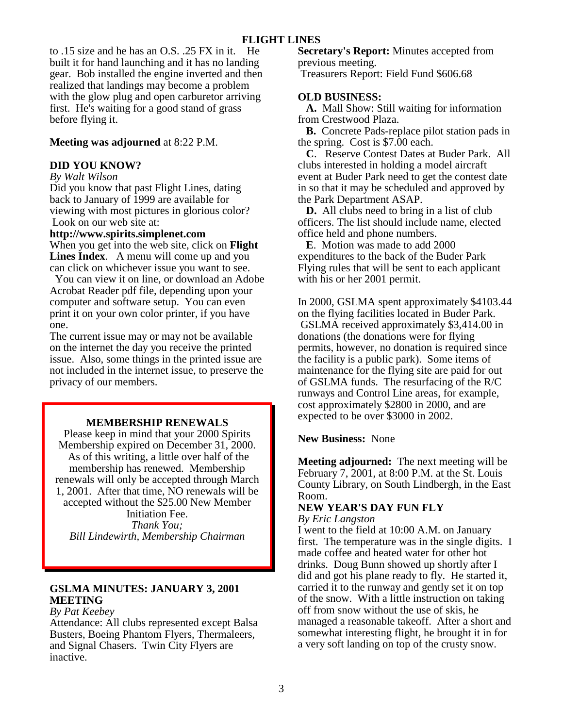to .15 size and he has an O.S. .25 FX in it. He built it for hand launching and it has no landing gear. Bob installed the engine inverted and then realized that landings may become a problem with the glow plug and open carburetor arriving first. He's waiting for a good stand of grass before flying it.

**Meeting was adjourned** at 8:22 P.M.

## DID YOU KNOW?

*By Walt Wilson*

Did you know that past Flight Lines, dating back to January of 1999 are available for viewing with most pictures in glorious color? Look on our web site at:

**http://www.spirits.simplenet.com**

When you get into the web site, click on **Flight Lines Index**. A menu will come up and you can click on whichever issue you want to see.

You can view it on line, or download an Adobe Acrobat Reader pdf file, depending upon your computer and software setup. You can even print it on your own color printer, if you have one.

The current issue may or may not be available on the internet the day you receive the printed issue. Also, some things in the printed issue are not included in the internet issue, to preserve the privacy of our members.

## MEMBERSHIP RENEWALS

Please keep in mind that your 2000 Spirits Membership expired on December 31, 2000. As of this writing, a little over half of the membership has renewed. Membership renewals will only be accepted through March 1, 2001. After that time, NO renewals will be accepted without the $25.00 New Member Initiation Fee.

*Thank You;*
*Bill Lindewirth, Membership Chairman*

## GSLMA MINUTES: JANUARY 3, 2001 MEETING

*By Pat Keebey*

Attendance: All clubs represented except Balsa Busters, Boeing Phantom Flyers, Thermaleers, and Signal Chasers. Twin City Flyers are inactive.

**Secretary's Report:** Minutes accepted from previous meeting.

Treasurers Report: Field Fund $606.68

**OLD BUSINESS:**

**A.** Mall Show: Still waiting for information from Crestwood Plaza.

**B.** Concrete Pads-replace pilot station pads in the spring. Cost is $7.00 each.

**C**. Reserve Contest Dates at Buder Park. All clubs interested in holding a model aircraft event at Buder Park need to get the contest date in so that it may be scheduled and approved by the Park Department ASAP.

**D.** All clubs need to bring in a list of club officers. The list should include name, elected office held and phone numbers.

**E**. Motion was made to add 2000 expenditures to the back of the Buder Park Flying rules that will be sent to each applicant with his or her 2001 permit.

In 2000, GSLMA spent approximately $4103.44 on the flying facilities located in Buder Park. GSLMA received approximately $3,414.00 in donations (the donations were for flying permits, however, no donation is required since the facility is a public park). Some items of maintenance for the flying site are paid for out of GSLMA funds. The resurfacing of the R/C runways and Control Line areas, for example, cost approximately $2800 in 2000, and are expected to be over $3000 in 2002.

**New Business:** None

**Meeting adjourned:** The next meeting will be February 7, 2001, at 8:00 P.M. at the St. Louis County Library, on South Lindbergh, in the East Room.

## NEW YEAR'S DAY FUN FLY

*By Eric Langston*

I went to the field at 10:00 A.M. on January first. The temperature was in the single digits. I made coffee and heated water for other hot drinks. Doug Bunn showed up shortly after I did and got his plane ready to fly. He started it, carried it to the runway and gently set it on top of the snow. With a little instruction on taking off from snow without the use of skis, he managed a reasonable takeoff. After a short and somewhat interesting flight, he brought it in for a very soft landing on top of the crusty snow.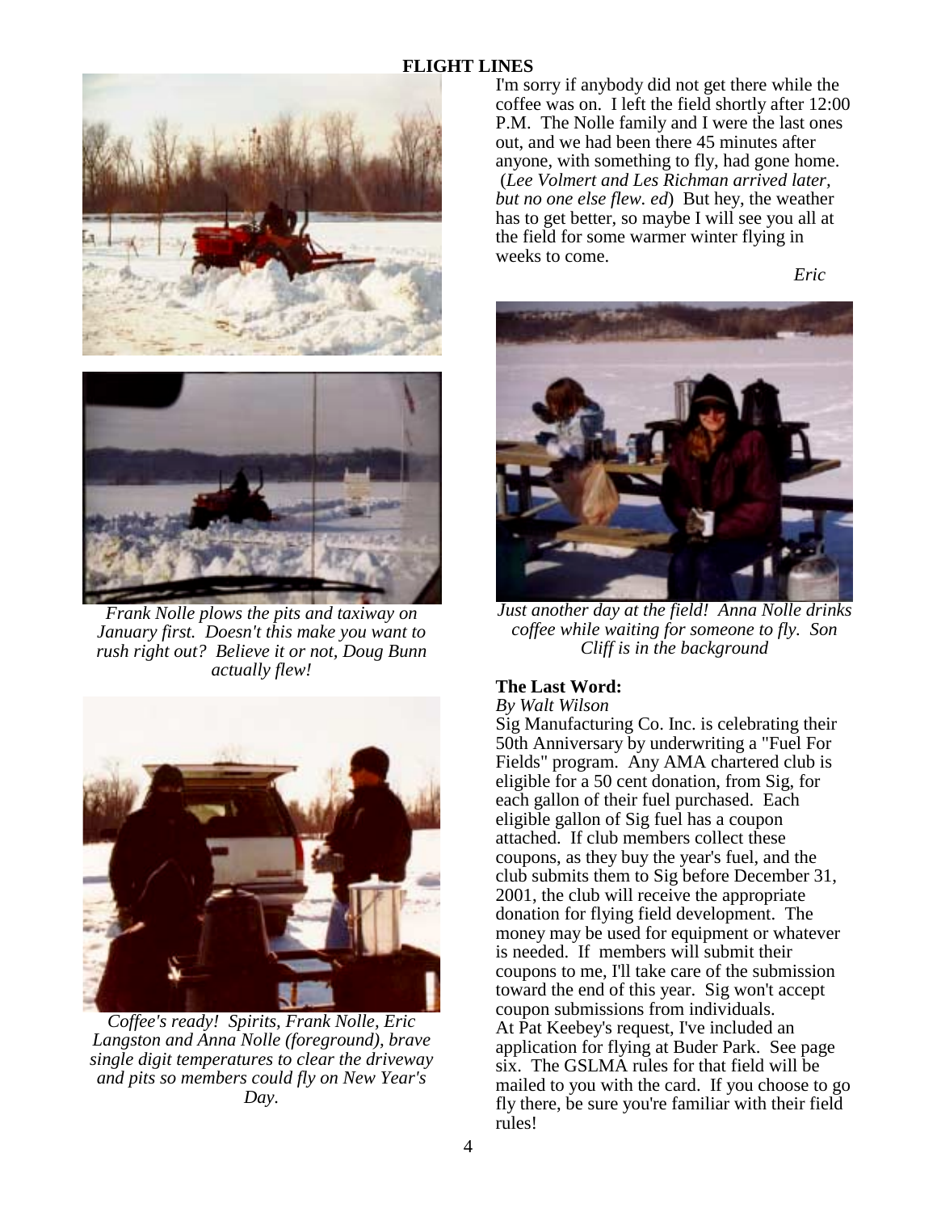I'm sorry if anybody did not get there while the coffee was on. I left the field shortly after 12:00 P.M. The Nolle family and I were the last ones out, and we had been there 45 minutes after anyone, with something to fly, had gone home. (*Lee Volmert and Les Richman arrived later, but no one else flew. ed*) But hey, the weather has to get better, so maybe I will see you all at the field for some warmer winter flying in weeks to come.

*Eric*

*Frank Nolle plows the pits and taxiway on January first. Doesn't this make you want to rush right out? Believe it or not, Doug Bunn actually flew!*

*Coffee's ready! Spirits, Frank Nolle, Eric Langston and Anna Nolle (foreground), brave single digit temperatures to clear the driveway and pits so members could fly on New Year's Day.*

*Just another day at the field! Anna Nolle drinks coffee while waiting for someone to fly. Son Cliff is in the background*

**The Last Word:**

*By Walt Wilson*

Sig Manufacturing Co. Inc. is celebrating their 50th Anniversary by underwriting a "Fuel For Fields" program. Any AMA chartered club is eligible for a 50 cent donation, from Sig, for each gallon of their fuel purchased. Each eligible gallon of Sig fuel has a coupon attached. If club members collect these coupons, as they buy the year's fuel, and the club submits them to Sig before December 31, 2001, the club will receive the appropriate donation for flying field development. The money may be used for equipment or whatever is needed. If members will submit their coupons to me, I'll take care of the submission toward the end of this year. Sig won't accept coupon submissions from individuals.

At Pat Keebey's request, I've included an application for flying at Buder Park. See page six. The GSLMA rules for that field will be mailed to you with the card. If you choose to go fly there, be sure you're familiar with their field rules!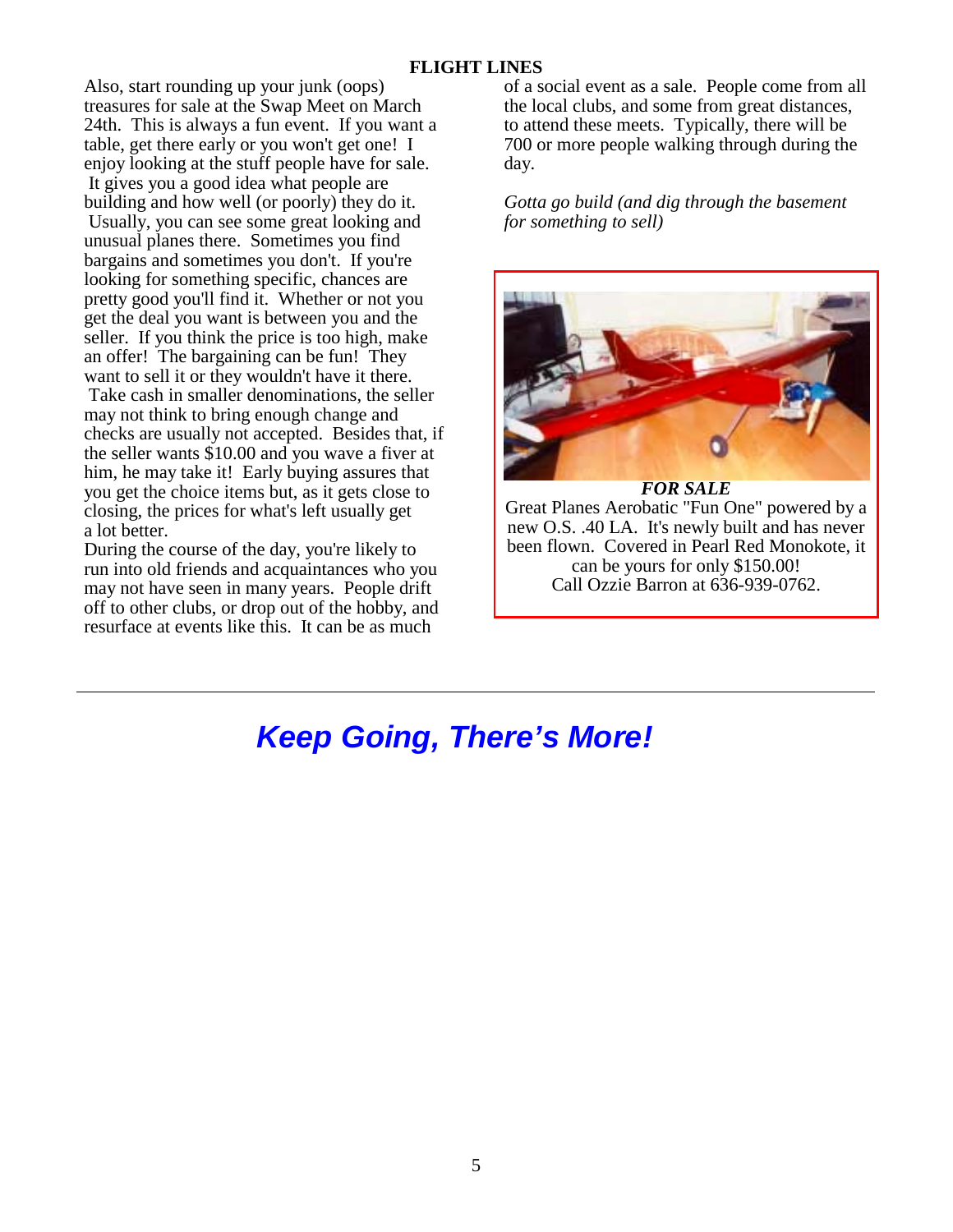Also, start rounding up your junk (oops) treasures for sale at the Swap Meet on March 24th. This is always a fun event. If you want a table, get there early or you won't get one! I enjoy looking at the stuff people have for sale. It gives you a good idea what people are building and how well (or poorly) they do it. Usually, you can see some great looking and unusual planes there. Sometimes you find bargains and sometimes you don't. If you're looking for something specific, chances are pretty good you'll find it. Whether or not you get the deal you want is between you and the seller. If you think the price is too high, make an offer! The bargaining can be fun! They want to sell it or they wouldn't have it there. Take cash in smaller denominations, the seller may not think to bring enough change and checks are usually not accepted. Besides that, if the seller wants $10.00 and you wave a fiver at him, he may take it! Early buying assures that you get the choice items but, as it gets close to closing, the prices for what's left usually get a lot better.

During the course of the day, you're likely to run into old friends and acquaintances who you may not have seen in many years. People drift off to other clubs, or drop out of the hobby, and resurface at events like this. It can be as much of a social event as a sale. People come from all the local clubs, and some from great distances, to attend these meets. Typically, there will be 700 or more people walking through during the day.

*Gotta go build (and dig through the basement for something to sell)*

***FOR SALE***

Great Planes Aerobatic "Fun One" powered by a new O.S. .40 LA. It's newly built and has never been flown. Covered in Pearl Red Monokote, it can be yours for only $150.00!
Call Ozzie Barron at 636-939-0762.

---

## ***Keep Going, There's More!***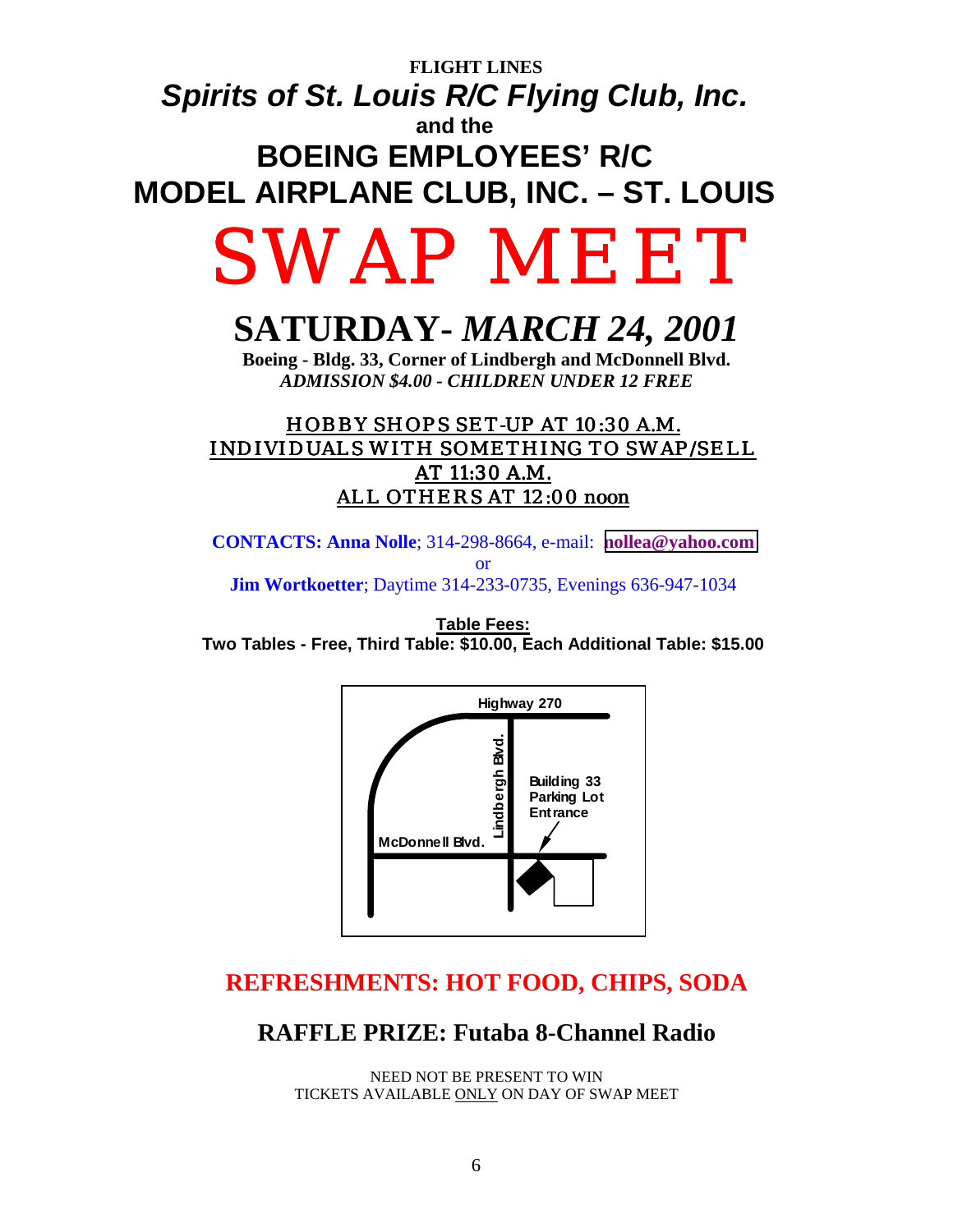**FLIGHT LINES**

# *Spirits of St. Louis R/C Flying Club, Inc.*

**and the**

# BOEING EMPLOYEES' R/C MODEL AIRPLANE CLUB, INC. – ST. LOUIS

# SWAP MEET

## SATURDAY- *MARCH 24, 2001*

**Boeing - Bldg. 33, Corner of Lindbergh and McDonnell Blvd.**
***ADMISSION $4.00 - CHILDREN UNDER 12 FREE***

HOBBY SHOPS SET-UP AT 10:30 A.M.
INDIVIDUALS WITH SOMETHING TO SWAP/SELL AT 11:30 A.M.
ALL OTHERS AT 12:00 noon

**CONTACTS: Anna Nolle**; 314-298-8664, e-mail: **nollea@yahoo.com**
or
**Jim Wortkoetter**; Daytime 314-233-0735, Evenings 636-947-1034

**Table Fees:**
**Two Tables - Free, Third Table: $10.00, Each Additional Table: $15.00**

Highway 270
Lindbergh Blvd.
Building 33 Parking Lot Entrance
McDonnell Blvd.

## REFRESHMENTS: HOT FOOD, CHIPS, SODA

## RAFFLE PRIZE: Futaba 8-Channel Radio

NEED NOT BE PRESENT TO WIN
TICKETS AVAILABLE ONLY ON DAY OF SWAP MEET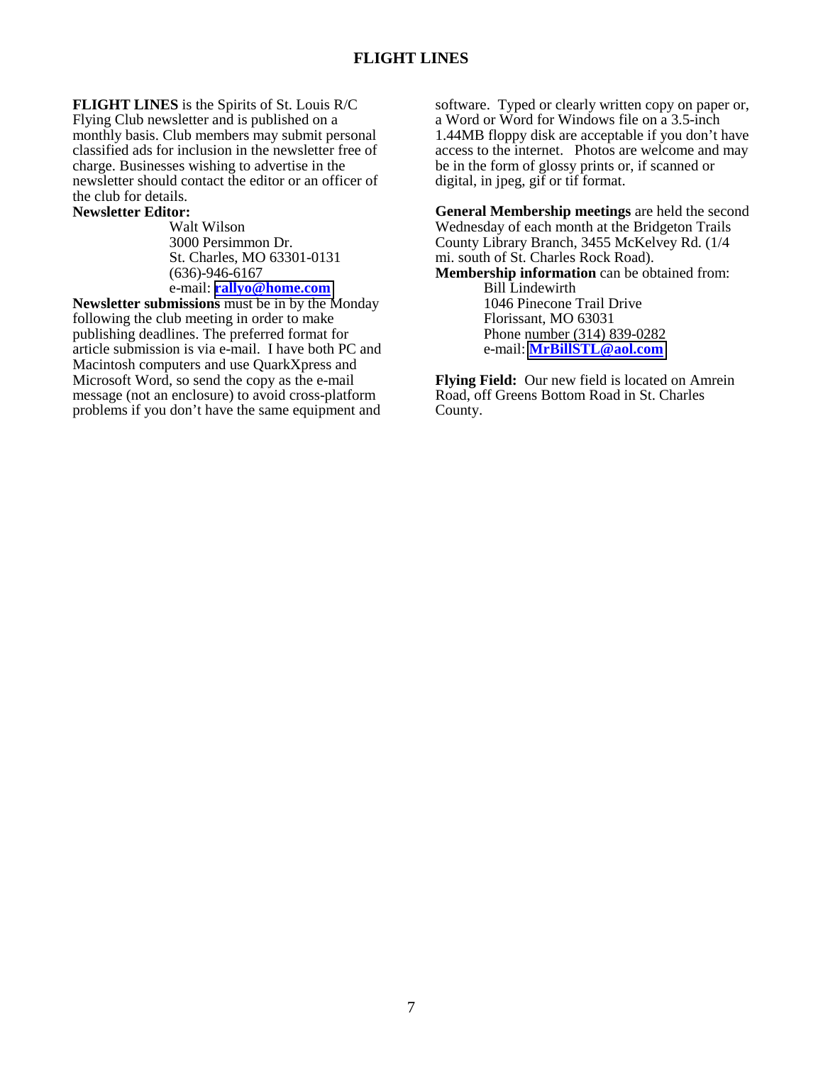**FLIGHT LINES** is the Spirits of St. Louis R/C Flying Club newsletter and is published on a monthly basis. Club members may submit personal classified ads for inclusion in the newsletter free of charge. Businesses wishing to advertise in the newsletter should contact the editor or an officer of the club for details.

**Newsletter Editor:**

Walt Wilson
3000 Persimmon Dr.
St. Charles, MO 63301-0131
(636)-946-6167
e-mail: **rallyo@home.com**

**Newsletter submissions** must be in by the Monday following the club meeting in order to make publishing deadlines. The preferred format for article submission is via e-mail. I have both PC and Macintosh computers and use QuarkXpress and Microsoft Word, so send the copy as the e-mail message (not an enclosure) to avoid cross-platform problems if you don't have the same equipment and software. Typed or clearly written copy on paper or, a Word or Word for Windows file on a 3.5-inch 1.44MB floppy disk are acceptable if you don't have access to the internet. Photos are welcome and may be in the form of glossy prints or, if scanned or digital, in jpeg, gif or tif format.

**General Membership meetings** are held the second Wednesday of each month at the Bridgeton Trails County Library Branch, 3455 McKelvey Rd. (1/4 mi. south of St. Charles Rock Road).

**Membership information** can be obtained from:

Bill Lindewirth
1046 Pinecone Trail Drive
Florissant, MO 63031
Phone number (314) 839-0282
e-mail: **MrBillSTL@aol.com**

**Flying Field:** Our new field is located on Amrein Road, off Greens Bottom Road in St. Charles County.